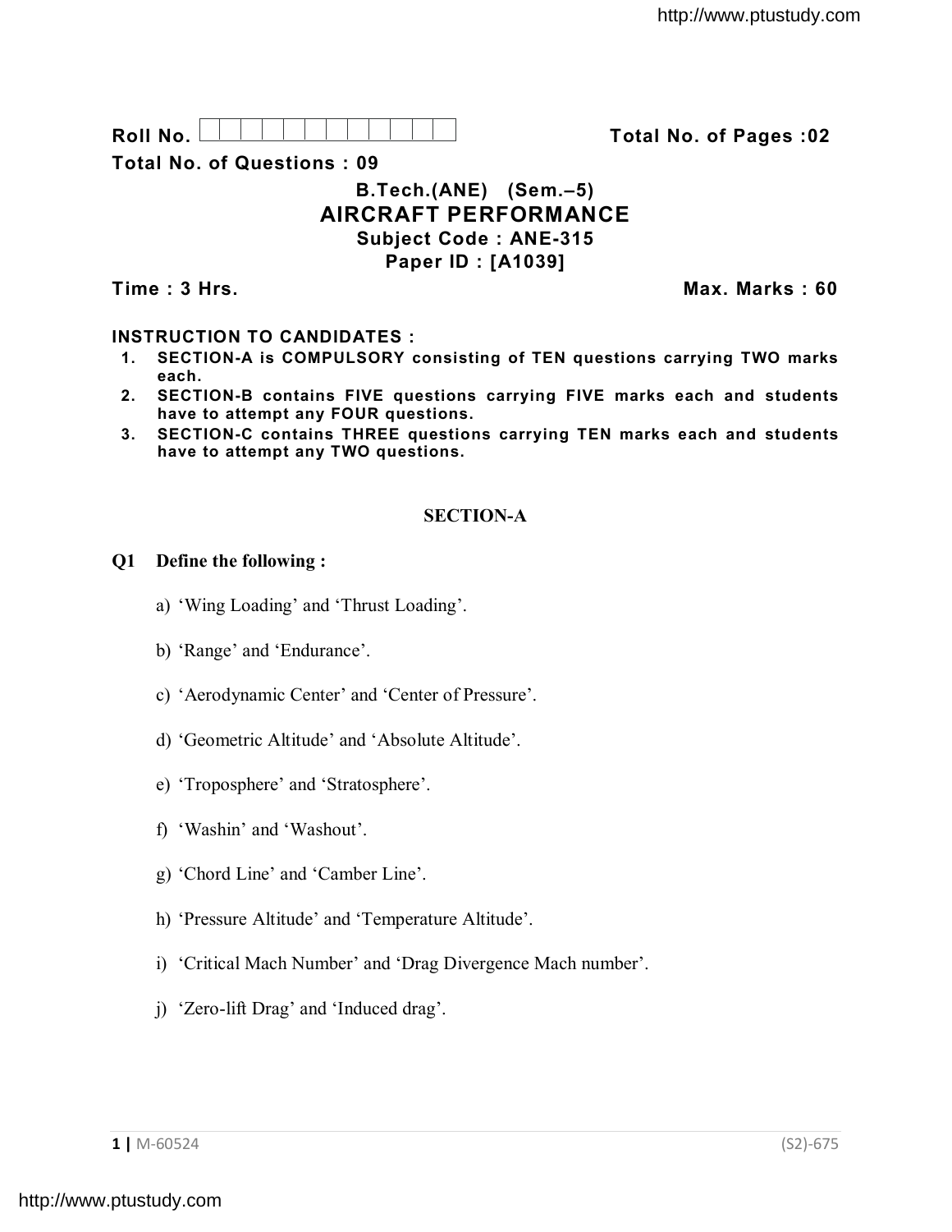Roll No. 

**Total No. of Pages : 02**

**Total No. of Questions : 09**

# B.Tech.(ANE) (Sem.–5)

# AIRCRAFT PERFORMANCE

**Subject Code : ANE-315**

**Paper ID : [A1039]**

**Time : 3 Hrs.** **Max. Marks : 60**

**INSTRUCTION TO CANDIDATES :**

1. **SECTION-A is COMPULSORY consisting of TEN questions carrying TWO marks each.**
2. **SECTION-B contains FIVE questions carrying FIVE marks each and students have to attempt any FOUR questions.**
3. **SECTION-C contains THREE questions carrying TEN marks each and students have to attempt any TWO questions.**

## SECTION-A

**Q1 Define the following :**

a) 'Wing Loading' and 'Thrust Loading'.

b) 'Range' and 'Endurance'.

c) 'Aerodynamic Center' and 'Center of Pressure'.

d) 'Geometric Altitude' and 'Absolute Altitude'.

e) 'Troposphere' and 'Stratosphere'.

f) 'Washin' and 'Washout'.

g) 'Chord Line' and 'Camber Line'.

h) 'Pressure Altitude' and 'Temperature Altitude'.

i) 'Critical Mach Number' and 'Drag Divergence Mach number'.

j) 'Zero-lift Drag' and 'Induced drag'.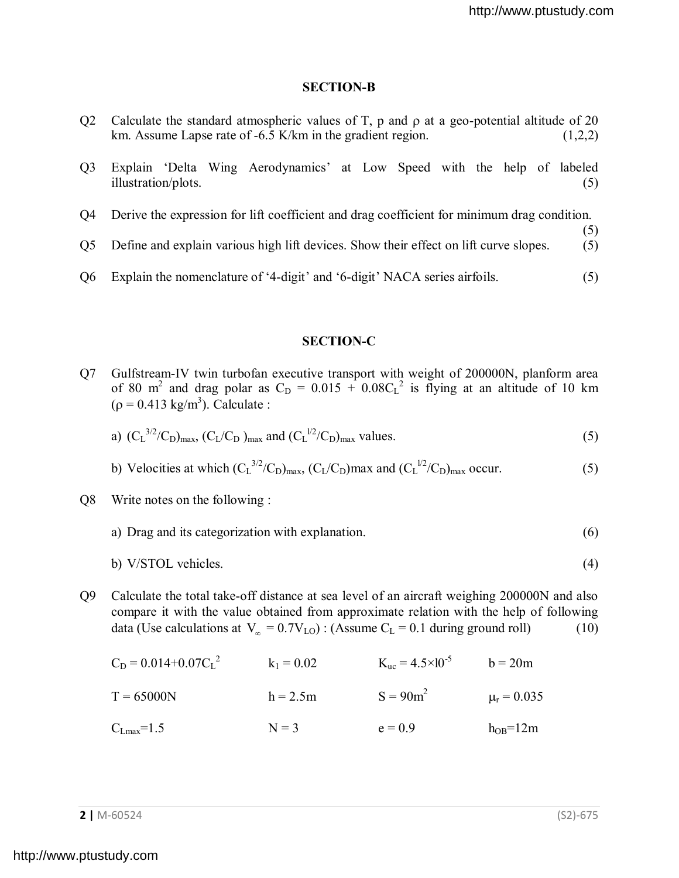## SECTION-B

Q2 Calculate the standard atmospheric values of T, p and ρ at a geo-potential altitude of 20 km. Assume Lapse rate of -6.5 K/km in the gradient region. (1,2,2)

Q3 Explain 'Delta Wing Aerodynamics' at Low Speed with the help of labeled illustration/plots. (5)

Q4 Derive the expression for lift coefficient and drag coefficient for minimum drag condition. (5)

Q5 Define and explain various high lift devices. Show their effect on lift curve slopes. (5)

Q6 Explain the nomenclature of '4-digit' and '6-digit' NACA series airfoils. (5)

## SECTION-C

Q7 Gulfstream-IV twin turbofan executive transport with weight of 200000N, planform area of 80 m$^2$ and drag polar as $C_D = 0.015 + 0.08C_L^2$ is flying at an altitude of 10 km ($\rho = 0.413$ kg/m$^3$). Calculate :

a) $(C_L^{3/2}/C_D)_{max}$, $(C_L/C_D)_{max}$ and $(C_L^{1/2}/C_D)_{max}$ values. (5)

b) Velocities at which $(C_L^{3/2}/C_D)_{max}$, $(C_L/C_D)$max and $(C_L^{1/2}/C_D)_{max}$ occur. (5)

Q8 Write notes on the following :

a) Drag and its categorization with explanation. (6)

b) V/STOL vehicles. (4)

Q9 Calculate the total take-off distance at sea level of an aircraft weighing 200000N and also compare it with the value obtained from approximate relation with the help of following data (Use calculations at $V_\infty = 0.7V_{LO}$) : (Assume $C_L = 0.1$ during ground roll) (10)

| | | | |
|---|---|---|---|
| $C_D = 0.014+0.07C_L^2$ | $k_1 = 0.02$ | $K_{uc} = 4.5\times10^{-5}$ | b = 20m |
| T = 65000N | h = 2.5m | S = 90m$^2$ | $\mu_r = 0.035$ |
| $C_{Lmax}$=1.5 | N = 3 | e = 0.9 | $h_{OB}$=12m |